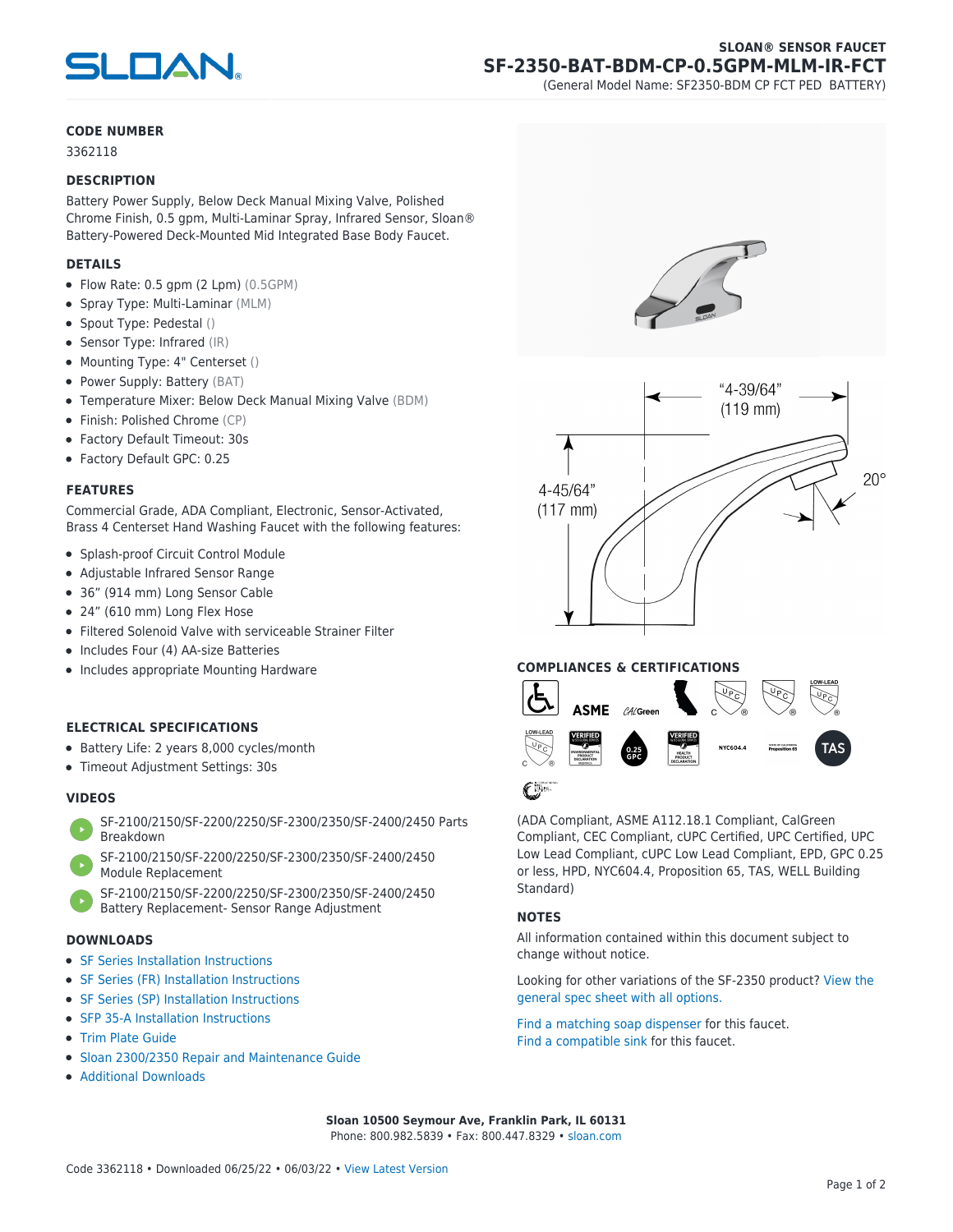SLOAN® SENSOR FAUCET

# SF-2350-BAT-BDM-CP-0.5GPM-MLM-IR-FCT

(General Model Name: SF2350-BDM CP FCT PED BATTERY)

## CODE NUMBER

3362118

## DESCRIPTION

Battery Power Supply, Below Deck Manual Mixing Valve, Polished Chrome Finish, 0.5 gpm, Multi-Laminar Spray, Infrared Sensor, Sloan® Battery-Powered Deck-Mounted Mid Integrated Base Body Faucet.

## DETAILS

- Flow Rate: 0.5 gpm (2 Lpm) (0.5GPM)
- Spray Type: Multi-Laminar (MLM)
- Spout Type: Pedestal ()
- Sensor Type: Infrared (IR)
- Mounting Type: 4" Centerset ()
- Power Supply: Battery (BAT)
- Temperature Mixer: Below Deck Manual Mixing Valve (BDM)
- Finish: Polished Chrome (CP)
- Factory Default Timeout: 30s
- Factory Default GPC: 0.25

## FEATURES

Commercial Grade, ADA Compliant, Electronic, Sensor-Activated, Brass 4 Centerset Hand Washing Faucet with the following features:

- Splash-proof Circuit Control Module
- Adjustable Infrared Sensor Range
- 36" (914 mm) Long Sensor Cable
- 24" (610 mm) Long Flex Hose
- Filtered Solenoid Valve with serviceable Strainer Filter
- Includes Four (4) AA-size Batteries
- Includes appropriate Mounting Hardware

## ELECTRICAL SPECIFICATIONS

- Battery Life: 2 years 8,000 cycles/month
- Timeout Adjustment Settings: 30s

## VIDEOS

- SF-2100/2150/SF-2200/2250/SF-2300/2350/SF-2400/2450 Parts Breakdown
- SF-2100/2150/SF-2200/2250/SF-2300/2350/SF-2400/2450 Module Replacement
- SF-2100/2150/SF-2200/2250/SF-2300/2350/SF-2400/2450 Battery Replacement- Sensor Range Adjustment

## DOWNLOADS

- SF Series Installation Instructions
- SF Series (FR) Installation Instructions
- SF Series (SP) Installation Instructions
- SFP 35-A Installation Instructions
- Trim Plate Guide
- Sloan 2300/2350 Repair and Maintenance Guide
- Additional Downloads

"4-39/64" (119 mm)

4-45/64" (117 mm)

20°

## COMPLIANCES & CERTIFICATIONS

(ADA Compliant, ASME A112.18.1 Compliant, CalGreen Compliant, CEC Compliant, cUPC Certified, UPC Certified, UPC Low Lead Compliant, cUPC Low Lead Compliant, EPD, GPC 0.25 or less, HPD, NYC604.4, Proposition 65, TAS, WELL Building Standard)

## NOTES

All information contained within this document subject to change without notice.

Looking for other variations of the SF-2350 product? View the general spec sheet with all options.

Find a matching soap dispenser for this faucet.
Find a compatible sink for this faucet.

**Sloan 10500 Seymour Ave, Franklin Park, IL 60131**
Phone: 800.982.5839 • Fax: 800.447.8329 • sloan.com

Code 3362118 • Downloaded 06/25/22 • 06/03/22 • View Latest Version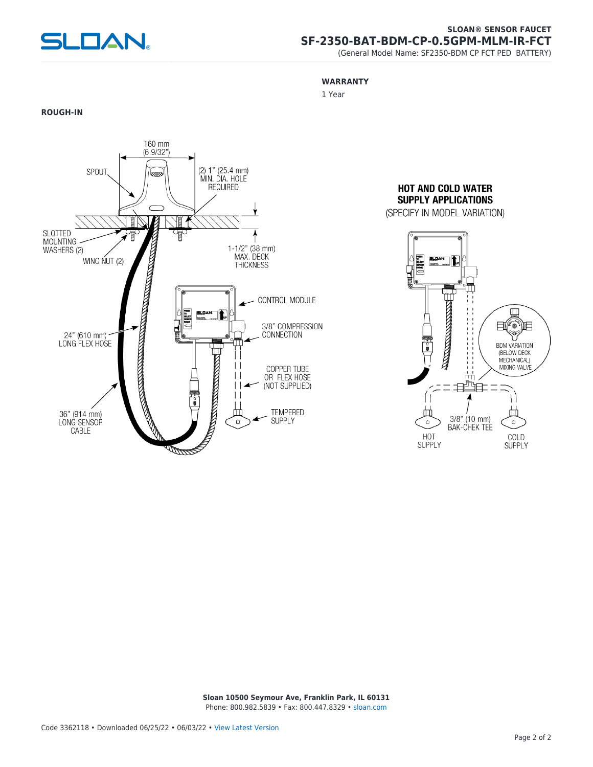**WARRANTY**

1 Year

**ROUGH-IN**

160 mm
(6 9/32")

SPOUT

(2) 1" (25.4 mm)
MIN. DIA. HOLE
REQUIRED

SLOTTED
MOUNTING
WASHERS (2)

WING NUT (2)

1-1/2" (38 mm)
MAX. DECK
THICKNESS

CONTROL MODULE

3/8" COMPRESSION
CONNECTION

24" (610 mm)
LONG FLEX HOSE

COPPER TUBE
OR FLEX HOSE
(NOT SUPPLIED)

TEMPERED
SUPPLY

36" (914 mm)
LONG SENSOR
CABLE

**HOT AND COLD WATER SUPPLY APPLICATIONS**

(SPECIFY IN MODEL VARIATION)

BDM VARIATION
(BELOW DECK
MECHANICAL)
MIXING VALVE

3/8" (10 mm)
BAK-CHEK TEE

HOT
SUPPLY

COLD
SUPPLY

**Sloan 10500 Seymour Ave, Franklin Park, IL 60131**
Phone: 800.982.5839 • Fax: 800.447.8329 • sloan.com

Code 3362118 • Downloaded 06/25/22 • 06/03/22 • View Latest Version